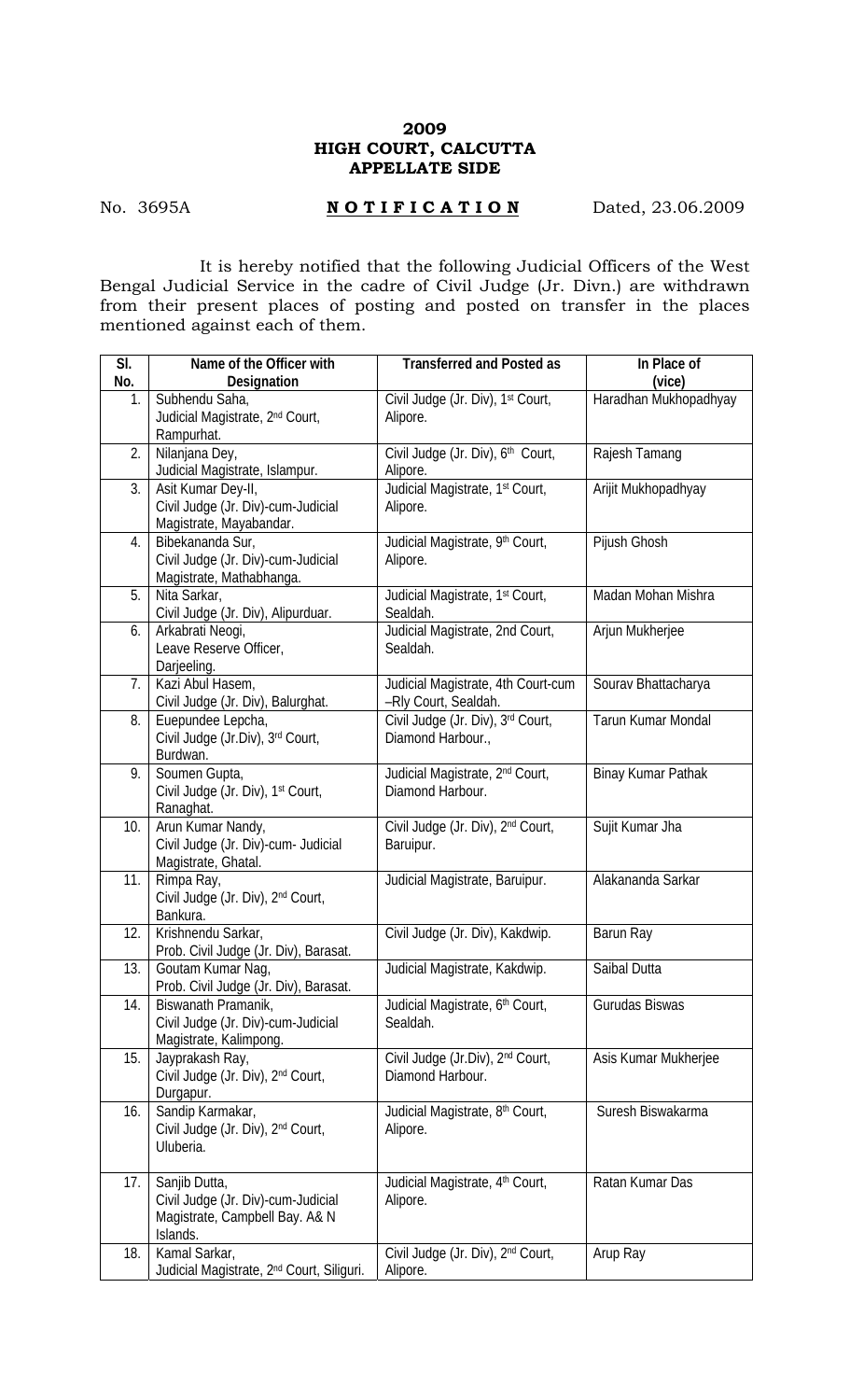**2009**
**HIGH COURT, CALCUTTA**
**APPELLATE SIDE**

No. 3695A **N O T I F I C A T I O N** Dated, 23.06.2009

It is hereby notified that the following Judicial Officers of the West Bengal Judicial Service in the cadre of Civil Judge (Jr. Divn.) are withdrawn from their present places of posting and posted on transfer in the places mentioned against each of them.

| Sl. No. | Name of the Officer with Designation | Transferred and Posted as | In Place of (vice) |
|---|---|---|---|
| 1. | Subhendu Saha, Judicial Magistrate, 2nd Court, Rampurhat. | Civil Judge (Jr. Div), 1st Court, Alipore. | Haradhan Mukhopadhyay |
| 2. | Nilanjana Dey, Judicial Magistrate, Islampur. | Civil Judge (Jr. Div), 6th Court, Alipore. | Rajesh Tamang |
| 3. | Asit Kumar Dey-II, Civil Judge (Jr. Div)-cum-Judicial Magistrate, Mayabandar. | Judicial Magistrate, 1st Court, Alipore. | Arijit Mukhopadhyay |
| 4. | Bibekananda Sur, Civil Judge (Jr. Div)-cum-Judicial Magistrate, Mathabhanga. | Judicial Magistrate, 9th Court, Alipore. | Pijush Ghosh |
| 5. | Nita Sarkar, Civil Judge (Jr. Div), Alipurduar. | Judicial Magistrate, 1st Court, Sealdah. | Madan Mohan Mishra |
| 6. | Arkabrati Neogi, Leave Reserve Officer, Darjeeling. | Judicial Magistrate, 2nd Court, Sealdah. | Arjun Mukherjee |
| 7. | Kazi Abul Hasem, Civil Judge (Jr. Div), Balurghat. | Judicial Magistrate, 4th Court-cum –Rly Court, Sealdah. | Sourav Bhattacharya |
| 8. | Euepundee Lepcha, Civil Judge (Jr.Div), 3rd Court, Burdwan. | Civil Judge (Jr. Div), 3rd Court, Diamond Harbour., | Tarun Kumar Mondal |
| 9. | Soumen Gupta, Civil Judge (Jr. Div), 1st Court, Ranaghat. | Judicial Magistrate, 2nd Court, Diamond Harbour. | Binay Kumar Pathak |
| 10. | Arun Kumar Nandy, Civil Judge (Jr. Div)-cum- Judicial Magistrate, Ghatal. | Civil Judge (Jr. Div), 2nd Court, Baruipur. | Sujit Kumar Jha |
| 11. | Rimpa Ray, Civil Judge (Jr. Div), 2nd Court, Bankura. | Judicial Magistrate, Baruipur. | Alakananda Sarkar |
| 12. | Krishnendu Sarkar, Prob. Civil Judge (Jr. Div), Barasat. | Civil Judge (Jr. Div), Kakdwip. | Barun Ray |
| 13. | Goutam Kumar Nag, Prob. Civil Judge (Jr. Div), Barasat. | Judicial Magistrate, Kakdwip. | Saibal Dutta |
| 14. | Biswanath Pramanik, Civil Judge (Jr. Div)-cum-Judicial Magistrate, Kalimpong. | Judicial Magistrate, 6th Court, Sealdah. | Gurudas Biswas |
| 15. | Jayprakash Ray, Civil Judge (Jr. Div), 2nd Court, Durgapur. | Civil Judge (Jr.Div), 2nd Court, Diamond Harbour. | Asis Kumar Mukherjee |
| 16. | Sandip Karmakar, Civil Judge (Jr. Div), 2nd Court, Uluberia. | Judicial Magistrate, 8th Court, Alipore. | Suresh Biswakarma |
| 17. | Sanjib Dutta, Civil Judge (Jr. Div)-cum-Judicial Magistrate, Campbell Bay. A& N Islands. | Judicial Magistrate, 4th Court, Alipore. | Ratan Kumar Das |
| 18. | Kamal Sarkar, Judicial Magistrate, 2nd Court, Siliguri. | Civil Judge (Jr. Div), 2nd Court, Alipore. | Arup Ray |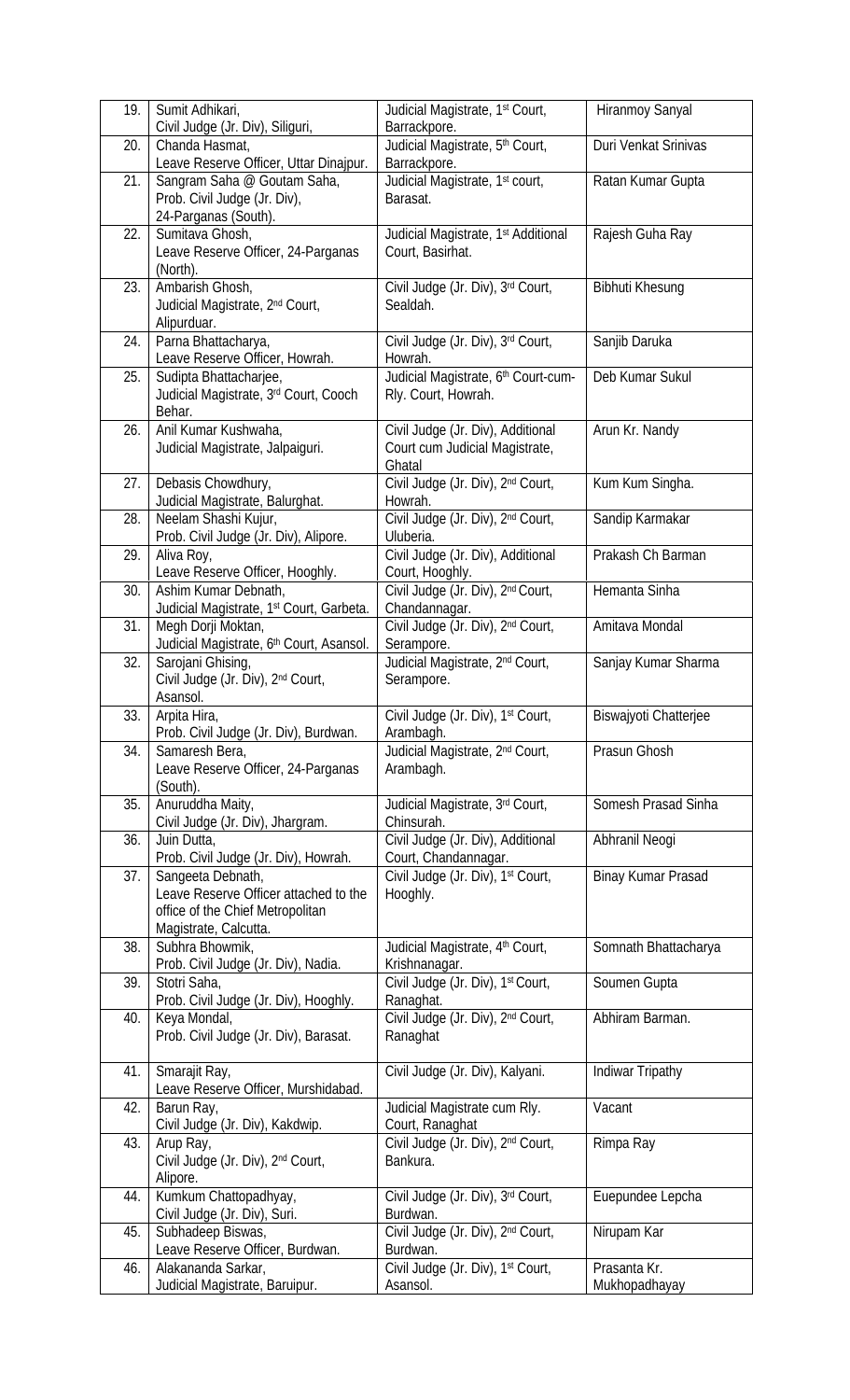| 19. | Sumit Adhikari, Civil Judge (Jr. Div), Siliguri, | Judicial Magistrate, 1st Court, Barrackpore. | Hiranmoy Sanyal |
|---|---|---|---|
| 20. | Chanda Hasmat, Leave Reserve Officer, Uttar Dinajpur. | Judicial Magistrate, 5th Court, Barrackpore. | Duri Venkat Srinivas |
| 21. | Sangram Saha @ Goutam Saha, Prob. Civil Judge (Jr. Div), 24-Parganas (South). | Judicial Magistrate, 1st court, Barasat. | Ratan Kumar Gupta |
| 22. | Sumitava Ghosh, Leave Reserve Officer, 24-Parganas (North). | Judicial Magistrate, 1st Additional Court, Basirhat. | Rajesh Guha Ray |
| 23. | Ambarish Ghosh, Judicial Magistrate, 2nd Court, Alipurduar. | Civil Judge (Jr. Div), 3rd Court, Sealdah. | Bibhuti Khesung |
| 24. | Parna Bhattacharya, Leave Reserve Officer, Howrah. | Civil Judge (Jr. Div), 3rd Court, Howrah. | Sanjib Daruka |
| 25. | Sudipta Bhattacharjee, Judicial Magistrate, 3rd Court, Cooch Behar. | Judicial Magistrate, 6th Court-cum-Rly. Court, Howrah. | Deb Kumar Sukul |
| 26. | Anil Kumar Kushwaha, Judicial Magistrate, Jalpaiguri. | Civil Judge (Jr. Div), Additional Court cum Judicial Magistrate, Ghatal | Arun Kr. Nandy |
| 27. | Debasis Chowdhury, Judicial Magistrate, Balurghat. | Civil Judge (Jr. Div), 2nd Court, Howrah. | Kum Kum Singha. |
| 28. | Neelam Shashi Kujur, Prob. Civil Judge (Jr. Div), Alipore. | Civil Judge (Jr. Div), 2nd Court, Uluberia. | Sandip Karmakar |
| 29. | Aliva Roy, Leave Reserve Officer, Hooghly. | Civil Judge (Jr. Div), Additional Court, Hooghly. | Prakash Ch Barman |
| 30. | Ashim Kumar Debnath, Judicial Magistrate, 1st Court, Garbeta. | Civil Judge (Jr. Div), 2nd Court, Chandannagar. | Hemanta Sinha |
| 31. | Megh Dorji Moktan, Judicial Magistrate, 6th Court, Asansol. | Civil Judge (Jr. Div), 2nd Court, Serampore. | Amitava Mondal |
| 32. | Sarojani Ghising, Civil Judge (Jr. Div), 2nd Court, Asansol. | Judicial Magistrate, 2nd Court, Serampore. | Sanjay Kumar Sharma |
| 33. | Arpita Hira, Prob. Civil Judge (Jr. Div), Burdwan. | Civil Judge (Jr. Div), 1st Court, Arambagh. | Biswajyoti Chatterjee |
| 34. | Samaresh Bera, Leave Reserve Officer, 24-Parganas (South). | Judicial Magistrate, 2nd Court, Arambagh. | Prasun Ghosh |
| 35. | Anuruddha Maity, Civil Judge (Jr. Div), Jhargram. | Judicial Magistrate, 3rd Court, Chinsurah. | Somesh Prasad Sinha |
| 36. | Juin Dutta, Prob. Civil Judge (Jr. Div), Howrah. | Civil Judge (Jr. Div), Additional Court, Chandannagar. | Abhranil Neogi |
| 37. | Sangeeta Debnath, Leave Reserve Officer attached to the office of the Chief Metropolitan Magistrate, Calcutta. | Civil Judge (Jr. Div), 1st Court, Hooghly. | Binay Kumar Prasad |
| 38. | Subhra Bhowmik, Prob. Civil Judge (Jr. Div), Nadia. | Judicial Magistrate, 4th Court, Krishnanagar. | Somnath Bhattacharya |
| 39. | Stotri Saha, Prob. Civil Judge (Jr. Div), Hooghly. | Civil Judge (Jr. Div), 1st Court, Ranaghat. | Soumen Gupta |
| 40. | Keya Mondal, Prob. Civil Judge (Jr. Div), Barasat. | Civil Judge (Jr. Div), 2nd Court, Ranaghat | Abhiram Barman. |
| 41. | Smarajit Ray, Leave Reserve Officer, Murshidabad. | Civil Judge (Jr. Div), Kalyani. | Indiwar Tripathy |
| 42. | Barun Ray, Civil Judge (Jr. Div), Kakdwip. | Judicial Magistrate cum Rly. Court, Ranaghat | Vacant |
| 43. | Arup Ray, Civil Judge (Jr. Div), 2nd Court, Alipore. | Civil Judge (Jr. Div), 2nd Court, Bankura. | Rimpa Ray |
| 44. | Kumkum Chattopadhyay, Civil Judge (Jr. Div), Suri. | Civil Judge (Jr. Div), 3rd Court, Burdwan. | Euepundee Lepcha |
| 45. | Subhadeep Biswas, Leave Reserve Officer, Burdwan. | Civil Judge (Jr. Div), 2nd Court, Burdwan. | Nirupam Kar |
| 46. | Alakananda Sarkar, Judicial Magistrate, Baruipur. | Civil Judge (Jr. Div), 1st Court, Asansol. | Prasanta Kr. Mukhopadhayay |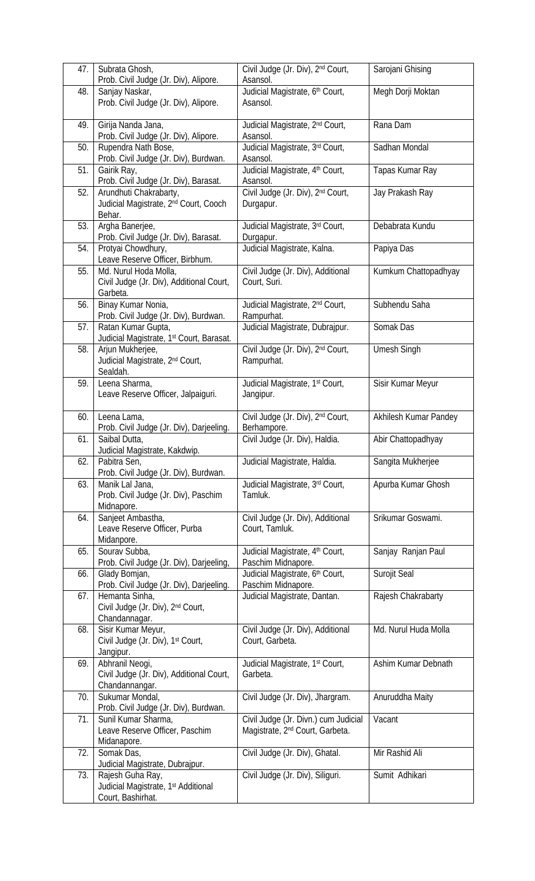| 47. | Subrata Ghosh, Prob. Civil Judge (Jr. Div), Alipore. | Civil Judge (Jr. Div), 2nd Court, Asansol. | Sarojani Ghising |
|---|---|---|---|
| 48. | Sanjay Naskar, Prob. Civil Judge (Jr. Div), Alipore. | Judicial Magistrate, 6th Court, Asansol. | Megh Dorji Moktan |
| 49. | Girija Nanda Jana, Prob. Civil Judge (Jr. Div), Alipore. | Judicial Magistrate, 2nd Court, Asansol. | Rana Dam |
| 50. | Rupendra Nath Bose, Prob. Civil Judge (Jr. Div), Burdwan. | Judicial Magistrate, 3rd Court, Asansol. | Sadhan Mondal |
| 51. | Gairik Ray, Prob. Civil Judge (Jr. Div), Barasat. | Judicial Magistrate, 4th Court, Asansol. | Tapas Kumar Ray |
| 52. | Arundhuti Chakrabarty, Judicial Magistrate, 2nd Court, Cooch Behar. | Civil Judge (Jr. Div), 2nd Court, Durgapur. | Jay Prakash Ray |
| 53. | Argha Banerjee, Prob. Civil Judge (Jr. Div), Barasat. | Judicial Magistrate, 3rd Court, Durgapur. | Debabrata Kundu |
| 54. | Protyai Chowdhury, Leave Reserve Officer, Birbhum. | Judicial Magistrate, Kalna. | Papiya Das |
| 55. | Md. Nurul Hoda Molla, Civil Judge (Jr. Div), Additional Court, Garbeta. | Civil Judge (Jr. Div), Additional Court, Suri. | Kumkum Chattopadhyay |
| 56. | Binay Kumar Nonia, Prob. Civil Judge (Jr. Div), Burdwan. | Judicial Magistrate, 2nd Court, Rampurhat. | Subhendu Saha |
| 57. | Ratan Kumar Gupta, Judicial Magistrate, 1st Court, Barasat. | Judicial Magistrate, Dubrajpur. | Somak Das |
| 58. | Arjun Mukherjee, Judicial Magistrate, 2nd Court, Sealdah. | Civil Judge (Jr. Div), 2nd Court, Rampurhat. | Umesh Singh |
| 59. | Leena Sharma, Leave Reserve Officer, Jalpaiguri. | Judicial Magistrate, 1st Court, Jangipur. | Sisir Kumar Meyur |
| 60. | Leena Lama, Prob. Civil Judge (Jr. Div), Darjeeling. | Civil Judge (Jr. Div), 2nd Court, Berhampore. | Akhilesh Kumar Pandey |
| 61. | Saibal Dutta, Judicial Magistrate, Kakdwip. | Civil Judge (Jr. Div), Haldia. | Abir Chattopadhyay |
| 62. | Pabitra Sen, Prob. Civil Judge (Jr. Div), Burdwan. | Judicial Magistrate, Haldia. | Sangita Mukherjee |
| 63. | Manik Lal Jana, Prob. Civil Judge (Jr. Div), Paschim Midnapore. | Judicial Magistrate, 3rd Court, Tamluk. | Apurba Kumar Ghosh |
| 64. | Sanjeet Ambastha, Leave Reserve Officer, Purba Midanpore. | Civil Judge (Jr. Div), Additional Court, Tamluk. | Srikumar Goswami. |
| 65. | Sourav Subba, Prob. Civil Judge (Jr. Div), Darjeeling, | Judicial Magistrate, 4th Court, Paschim Midnapore. | Sanjay Ranjan Paul |
| 66. | Glady Bomjan, Prob. Civil Judge (Jr. Div), Darjeeling. | Judicial Magistrate, 6th Court, Paschim Midnapore. | Surojit Seal |
| 67. | Hemanta Sinha, Civil Judge (Jr. Div), 2nd Court, Chandannagar. | Judicial Magistrate, Dantan. | Rajesh Chakrabarty |
| 68. | Sisir Kumar Meyur, Civil Judge (Jr. Div), 1st Court, Jangipur. | Civil Judge (Jr. Div), Additional Court, Garbeta. | Md. Nurul Huda Molla |
| 69. | Abhranil Neogi, Civil Judge (Jr. Div), Additional Court, Chandannangar. | Judicial Magistrate, 1st Court, Garbeta. | Ashim Kumar Debnath |
| 70. | Sukumar Mondal, Prob. Civil Judge (Jr. Div), Burdwan. | Civil Judge (Jr. Div), Jhargram. | Anuruddha Maity |
| 71. | Sunil Kumar Sharma, Leave Reserve Officer, Paschim Midanapore. | Civil Judge (Jr. Divn.) cum Judicial Magistrate, 2nd Court, Garbeta. | Vacant |
| 72. | Somak Das, Judicial Magistrate, Dubrajpur. | Civil Judge (Jr. Div), Ghatal. | Mir Rashid Ali |
| 73. | Rajesh Guha Ray, Judicial Magistrate, 1st Additional Court, Bashirhat. | Civil Judge (Jr. Div), Siliguri. | Sumit Adhikari |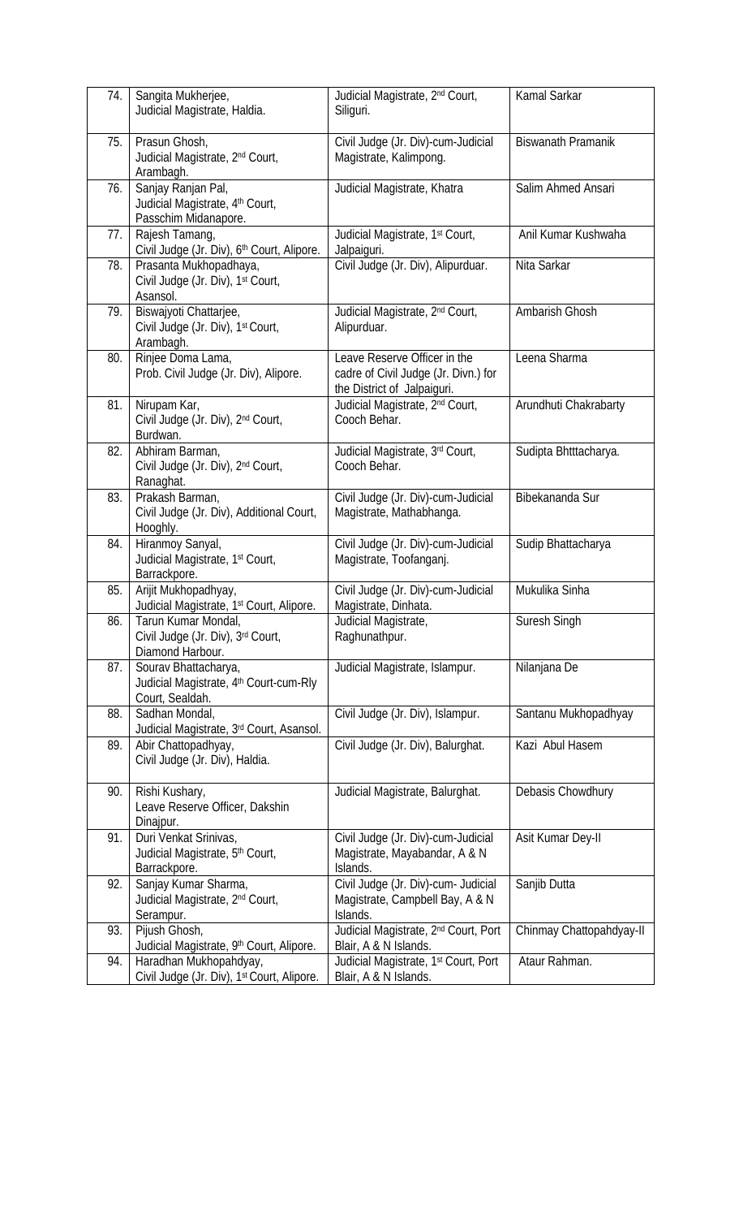| 74. | Sangita Mukherjee, Judicial Magistrate, Haldia. | Judicial Magistrate, 2nd Court, Siliguri. | Kamal Sarkar |
|---|---|---|---|
| 75. | Prasun Ghosh, Judicial Magistrate, 2nd Court, Arambagh. | Civil Judge (Jr. Div)-cum-Judicial Magistrate, Kalimpong. | Biswanath Pramanik |
| 76. | Sanjay Ranjan Pal, Judicial Magistrate, 4th Court, Passchim Midanapore. | Judicial Magistrate, Khatra | Salim Ahmed Ansari |
| 77. | Rajesh Tamang, Civil Judge (Jr. Div), 6th Court, Alipore. | Judicial Magistrate, 1st Court, Jalpaiguri. | Anil Kumar Kushwaha |
| 78. | Prasanta Mukhopadhaya, Civil Judge (Jr. Div), 1st Court, Asansol. | Civil Judge (Jr. Div), Alipurduar. | Nita Sarkar |
| 79. | Biswajyoti Chattarjee, Civil Judge (Jr. Div), 1st Court, Arambagh. | Judicial Magistrate, 2nd Court, Alipurduar. | Ambarish Ghosh |
| 80. | Rinjee Doma Lama, Prob. Civil Judge (Jr. Div), Alipore. | Leave Reserve Officer in the cadre of Civil Judge (Jr. Divn.) for the District of Jalpaiguri. | Leena Sharma |
| 81. | Nirupam Kar, Civil Judge (Jr. Div), 2nd Court, Burdwan. | Judicial Magistrate, 2nd Court, Cooch Behar. | Arundhuti Chakrabarty |
| 82. | Abhiram Barman, Civil Judge (Jr. Div), 2nd Court, Ranaghat. | Judicial Magistrate, 3rd Court, Cooch Behar. | Sudipta Bhtttacharya. |
| 83. | Prakash Barman, Civil Judge (Jr. Div), Additional Court, Hooghly. | Civil Judge (Jr. Div)-cum-Judicial Magistrate, Mathabhanga. | Bibekananda Sur |
| 84. | Hiranmoy Sanyal, Judicial Magistrate, 1st Court, Barrackpore. | Civil Judge (Jr. Div)-cum-Judicial Magistrate, Toofanganj. | Sudip Bhattacharya |
| 85. | Arijit Mukhopadhyay, Judicial Magistrate, 1st Court, Alipore. | Civil Judge (Jr. Div)-cum-Judicial Magistrate, Dinhata. | Mukulika Sinha |
| 86. | Tarun Kumar Mondal, Civil Judge (Jr. Div), 3rd Court, Diamond Harbour. | Judicial Magistrate, Raghunathpur. | Suresh Singh |
| 87. | Sourav Bhattacharya, Judicial Magistrate, 4th Court-cum-Rly Court, Sealdah. | Judicial Magistrate, Islampur. | Nilanjana De |
| 88. | Sadhan Mondal, Judicial Magistrate, 3rd Court, Asansol. | Civil Judge (Jr. Div), Islampur. | Santanu Mukhopadhyay |
| 89. | Abir Chattopadhyay, Civil Judge (Jr. Div), Haldia. | Civil Judge (Jr. Div), Balurghat. | Kazi Abul Hasem |
| 90. | Rishi Kushary, Leave Reserve Officer, Dakshin Dinajpur. | Judicial Magistrate, Balurghat. | Debasis Chowdhury |
| 91. | Duri Venkat Srinivas, Judicial Magistrate, 5th Court, Barrackpore. | Civil Judge (Jr. Div)-cum-Judicial Magistrate, Mayabandar, A & N Islands. | Asit Kumar Dey-II |
| 92. | Sanjay Kumar Sharma, Judicial Magistrate, 2nd Court, Serampur. | Civil Judge (Jr. Div)-cum- Judicial Magistrate, Campbell Bay, A & N Islands. | Sanjib Dutta |
| 93. | Pijush Ghosh, Judicial Magistrate, 9th Court, Alipore. | Judicial Magistrate, 2nd Court, Port Blair, A & N Islands. | Chinmay Chattopahdyay-II |
| 94. | Haradhan Mukhopahdyay, Civil Judge (Jr. Div), 1st Court, Alipore. | Judicial Magistrate, 1st Court, Port Blair, A & N Islands. | Ataur Rahman. |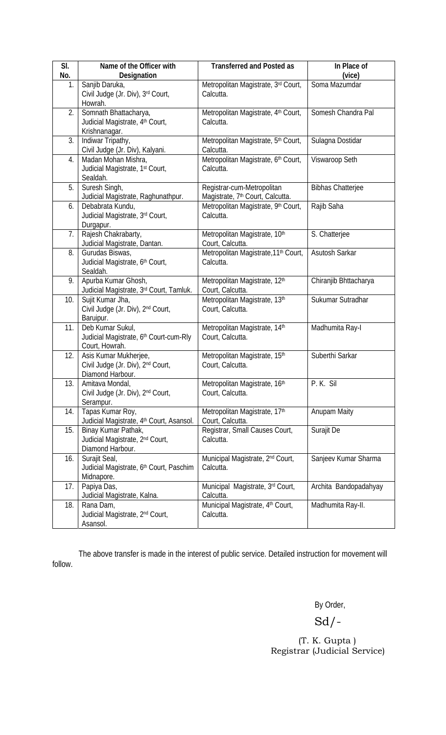| Sl. No. | Name of the Officer with Designation | Transferred and Posted as | In Place of (vice) |
|---|---|---|---|
| 1. | Sanjib Daruka, Civil Judge (Jr. Div), 3rd Court, Howrah. | Metropolitan Magistrate, 3rd Court, Calcutta. | Soma Mazumdar |
| 2. | Somnath Bhattacharya, Judicial Magistrate, 4th Court, Krishnanagar. | Metropolitan Magistrate, 4th Court, Calcutta. | Somesh Chandra Pal |
| 3. | Indiwar Tripathy, Civil Judge (Jr. Div), Kalyani. | Metropolitan Magistrate, 5th Court, Calcutta. | Sulagna Dostidar |
| 4. | Madan Mohan Mishra, Judicial Magistrate, 1st Court, Sealdah. | Metropolitan Magistrate, 6th Court, Calcutta. | Viswaroop Seth |
| 5. | Suresh Singh, Judicial Magistrate, Raghunathpur. | Registrar-cum-Metropolitan Magistrate, 7th Court, Calcutta. | Bibhas Chatterjee |
| 6. | Debabrata Kundu, Judicial Magistrate, 3rd Court, Durgapur. | Metropolitan Magistrate, 9th Court, Calcutta. | Rajib Saha |
| 7. | Rajesh Chakrabarty, Judicial Magistrate, Dantan. | Metropolitan Magistrate, 10th Court, Calcutta. | S. Chatterjee |
| 8. | Gurudas Biswas, Judicial Magistrate, 6th Court, Sealdah. | Metropolitan Magistrate,11th Court, Calcutta. | Asutosh Sarkar |
| 9. | Apurba Kumar Ghosh, Judicial Magistrate, 3rd Court, Tamluk. | Metropolitan Magistrate, 12th Court, Calcutta. | Chiranjib Bhttacharya |
| 10. | Sujit Kumar Jha, Civil Judge (Jr. Div), 2nd Court, Baruipur. | Metropolitan Magistrate, 13th Court, Calcutta. | Sukumar Sutradhar |
| 11. | Deb Kumar Sukul, Judicial Magistrate, 6th Court-cum-Rly Court, Howrah. | Metropolitan Magistrate, 14th Court, Calcutta. | Madhumita Ray-I |
| 12. | Asis Kumar Mukherjee, Civil Judge (Jr. Div), 2nd Court, Diamond Harbour. | Metropolitan Magistrate, 15th Court, Calcutta. | Suberthi Sarkar |
| 13. | Amitava Mondal, Civil Judge (Jr. Div), 2nd Court, Serampur. | Metropolitan Magistrate, 16th Court, Calcutta. | P. K. Sil |
| 14. | Tapas Kumar Roy, Judicial Magistrate, 4th Court, Asansol. | Metropolitan Magistrate, 17th Court, Calcutta. | Anupam Maity |
| 15. | Binay Kumar Pathak, Judicial Magistrate, 2nd Court, Diamond Harbour. | Registrar, Small Causes Court, Calcutta. | Surajit De |
| 16. | Surajit Seal, Judicial Magistrate, 6th Court, Paschim Midnapore. | Municipal Magistrate, 2nd Court, Calcutta. | Sanjeev Kumar Sharma |
| 17. | Papiya Das, Judicial Magistrate, Kalna. | Municipal Magistrate, 3rd Court, Calcutta. | Archita Bandopadahyay |
| 18. | Rana Dam, Judicial Magistrate, 2nd Court, Asansol. | Municipal Magistrate, 4th Court, Calcutta. | Madhumita Ray-II. |

The above transfer is made in the interest of public service. Detailed instruction for movement will follow.

By Order,

Sd/-

(T. K. Gupta )
Registrar (Judicial Service)